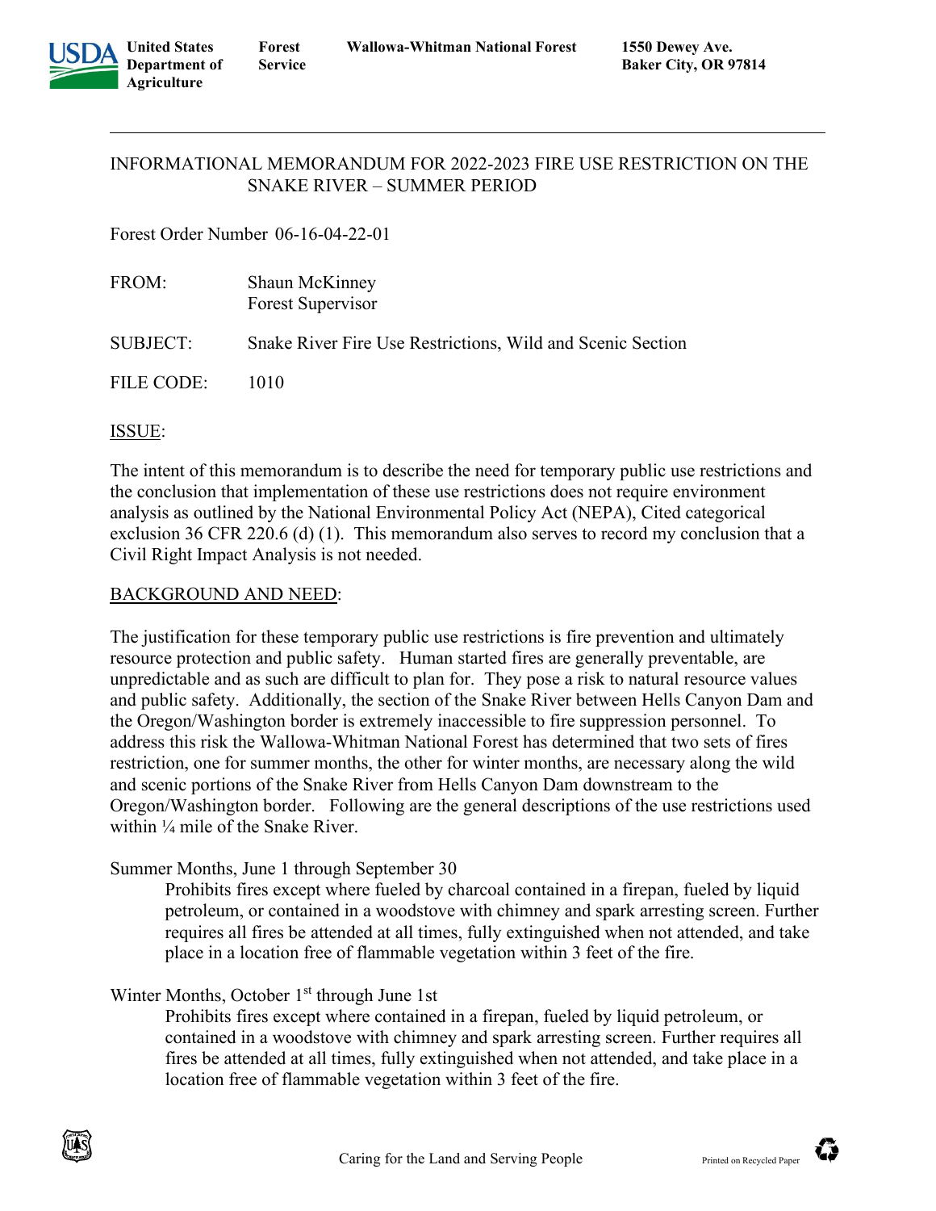United States Department of Agriculture | Forest Service | Wallowa-Whitman National Forest | 1550 Dewey Ave. Baker City, OR 97814

---

INFORMATIONAL MEMORANDUM FOR 2022-2023 FIRE USE RESTRICTION ON THE SNAKE RIVER – SUMMER PERIOD

Forest Order Number 06-16-04-22-01

FROM: Shaun McKinney
Forest Supervisor

SUBJECT: Snake River Fire Use Restrictions, Wild and Scenic Section

FILE CODE: 1010

ISSUE:

The intent of this memorandum is to describe the need for temporary public use restrictions and the conclusion that implementation of these use restrictions does not require environment analysis as outlined by the National Environmental Policy Act (NEPA), Cited categorical exclusion 36 CFR 220.6 (d) (1). This memorandum also serves to record my conclusion that a Civil Right Impact Analysis is not needed.

BACKGROUND AND NEED:

The justification for these temporary public use restrictions is fire prevention and ultimately resource protection and public safety. Human started fires are generally preventable, are unpredictable and as such are difficult to plan for. They pose a risk to natural resource values and public safety. Additionally, the section of the Snake River between Hells Canyon Dam and the Oregon/Washington border is extremely inaccessible to fire suppression personnel. To address this risk the Wallowa-Whitman National Forest has determined that two sets of fires restriction, one for summer months, the other for winter months, are necessary along the wild and scenic portions of the Snake River from Hells Canyon Dam downstream to the Oregon/Washington border. Following are the general descriptions of the use restrictions used within ¼ mile of the Snake River.

Summer Months, June 1 through September 30

> Prohibits fires except where fueled by charcoal contained in a firepan, fueled by liquid petroleum, or contained in a woodstove with chimney and spark arresting screen. Further requires all fires be attended at all times, fully extinguished when not attended, and take place in a location free of flammable vegetation within 3 feet of the fire.

Winter Months, October 1st through June 1st

> Prohibits fires except where contained in a firepan, fueled by liquid petroleum, or contained in a woodstove with chimney and spark arresting screen. Further requires all fires be attended at all times, fully extinguished when not attended, and take place in a location free of flammable vegetation within 3 feet of the fire.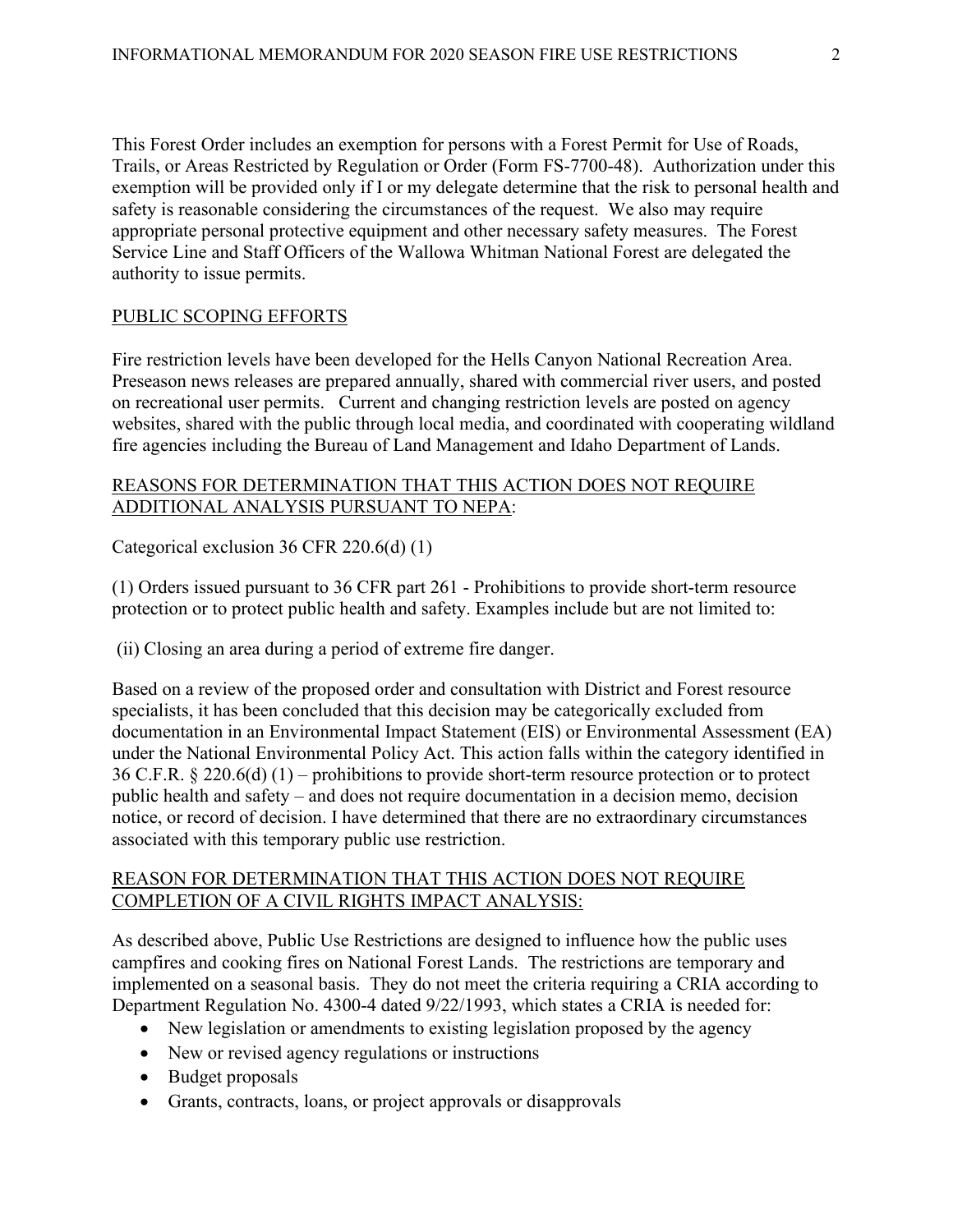This Forest Order includes an exemption for persons with a Forest Permit for Use of Roads, Trails, or Areas Restricted by Regulation or Order (Form FS-7700-48). Authorization under this exemption will be provided only if I or my delegate determine that the risk to personal health and safety is reasonable considering the circumstances of the request. We also may require appropriate personal protective equipment and other necessary safety measures. The Forest Service Line and Staff Officers of the Wallowa Whitman National Forest are delegated the authority to issue permits.

## PUBLIC SCOPING EFFORTS

Fire restriction levels have been developed for the Hells Canyon National Recreation Area. Preseason news releases are prepared annually, shared with commercial river users, and posted on recreational user permits. Current and changing restriction levels are posted on agency websites, shared with the public through local media, and coordinated with cooperating wildland fire agencies including the Bureau of Land Management and Idaho Department of Lands.

## REASONS FOR DETERMINATION THAT THIS ACTION DOES NOT REQUIRE ADDITIONAL ANALYSIS PURSUANT TO NEPA:

Categorical exclusion 36 CFR 220.6(d) (1)

(1) Orders issued pursuant to 36 CFR part 261 - Prohibitions to provide short-term resource protection or to protect public health and safety. Examples include but are not limited to:

(ii) Closing an area during a period of extreme fire danger.

Based on a review of the proposed order and consultation with District and Forest resource specialists, it has been concluded that this decision may be categorically excluded from documentation in an Environmental Impact Statement (EIS) or Environmental Assessment (EA) under the National Environmental Policy Act. This action falls within the category identified in 36 C.F.R. § 220.6(d) (1) – prohibitions to provide short-term resource protection or to protect public health and safety – and does not require documentation in a decision memo, decision notice, or record of decision. I have determined that there are no extraordinary circumstances associated with this temporary public use restriction.

## REASON FOR DETERMINATION THAT THIS ACTION DOES NOT REQUIRE COMPLETION OF A CIVIL RIGHTS IMPACT ANALYSIS:

As described above, Public Use Restrictions are designed to influence how the public uses campfires and cooking fires on National Forest Lands. The restrictions are temporary and implemented on a seasonal basis. They do not meet the criteria requiring a CRIA according to Department Regulation No. 4300-4 dated 9/22/1993, which states a CRIA is needed for:

- New legislation or amendments to existing legislation proposed by the agency
- New or revised agency regulations or instructions
- Budget proposals
- Grants, contracts, loans, or project approvals or disapprovals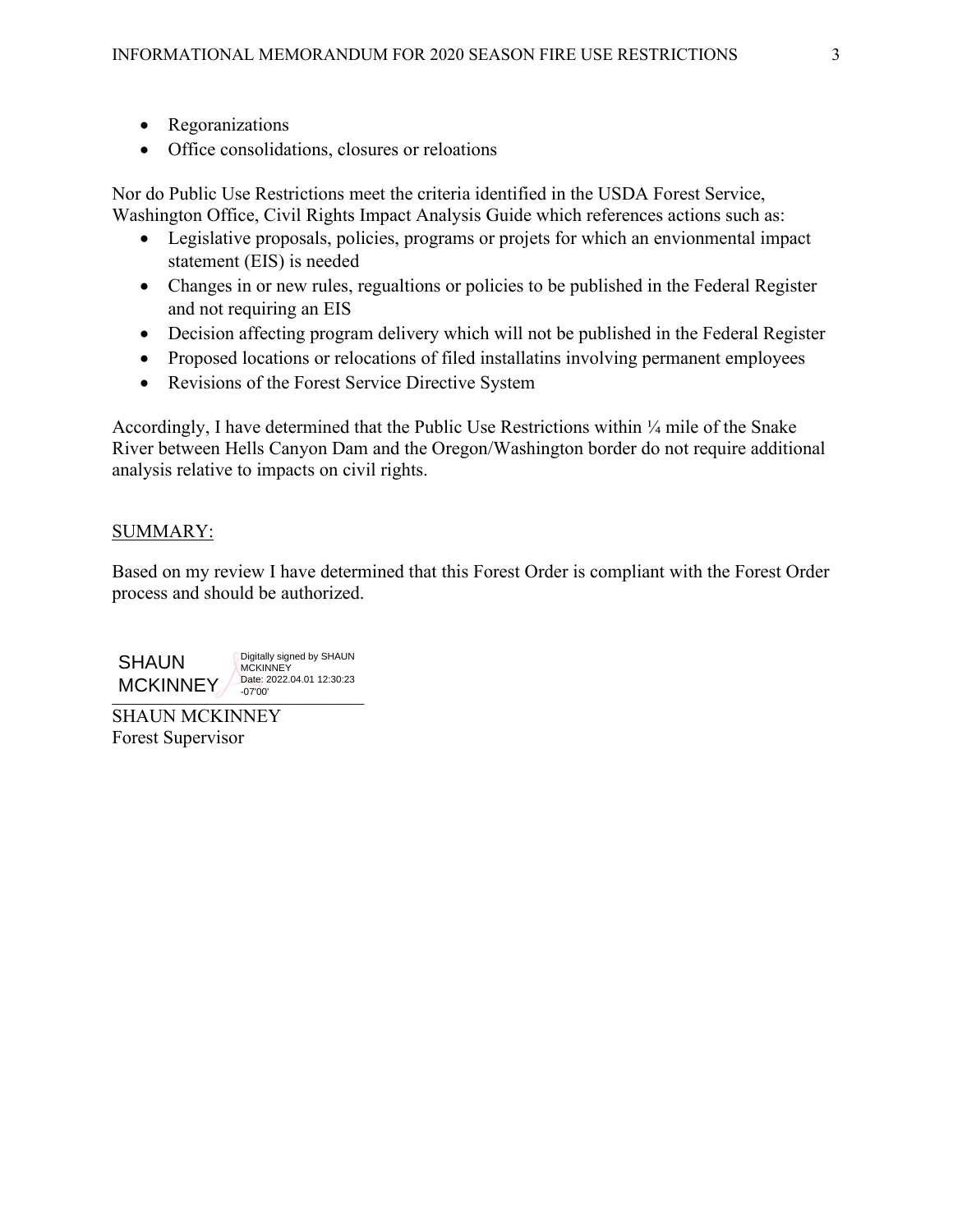- Regoranizations
- Office consolidations, closures or reloations

Nor do Public Use Restrictions meet the criteria identified in the USDA Forest Service, Washington Office, Civil Rights Impact Analysis Guide which references actions such as:

- Legislative proposals, policies, programs or projets for which an envionmental impact statement (EIS) is needed
- Changes in or new rules, regualtions or policies to be published in the Federal Register and not requiring an EIS
- Decision affecting program delivery which will not be published in the Federal Register
- Proposed locations or relocations of filed installatins involving permanent employees
- Revisions of the Forest Service Directive System

Accordingly, I have determined that the Public Use Restrictions within ¼ mile of the Snake River between Hells Canyon Dam and the Oregon/Washington border do not require additional analysis relative to impacts on civil rights.

SUMMARY:

Based on my review I have determined that this Forest Order is compliant with the Forest Order process and should be authorized.

SHAUN MCKINNEY — Digitally signed by SHAUN MCKINNEY Date: 2022.04.01 12:30:23 -07'00'

SHAUN MCKINNEY
Forest Supervisor